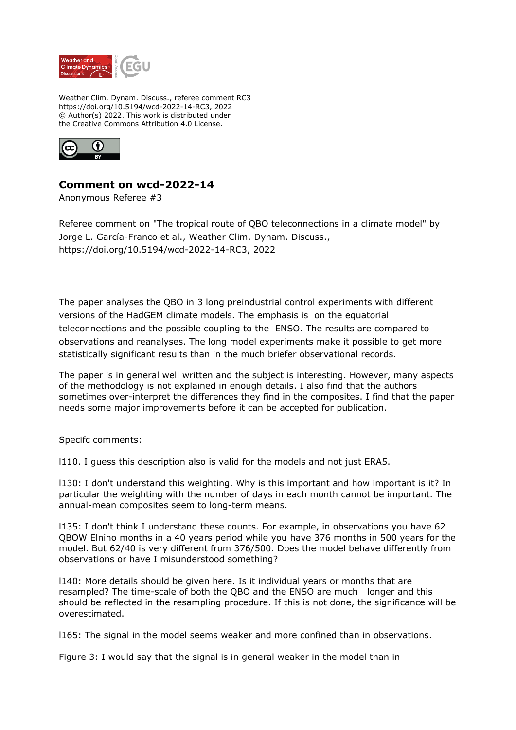Weather Clim. Dynam. Discuss., referee comment RC3
https://doi.org/10.5194/wcd-2022-14-RC3, 2022
© Author(s) 2022. This work is distributed under
the Creative Commons Attribution 4.0 License.

# Comment on wcd-2022-14

Anonymous Referee #3

---

Referee comment on "The tropical route of QBO teleconnections in a climate model" by Jorge L. García-Franco et al., Weather Clim. Dynam. Discuss., https://doi.org/10.5194/wcd-2022-14-RC3, 2022

---

The paper analyses the QBO in 3 long preindustrial control experiments with different versions of the HadGEM climate models. The emphasis is on the equatorial teleconnections and the possible coupling to the ENSO. The results are compared to observations and reanalyses. The long model experiments make it possible to get more statistically significant results than in the much briefer observational records.

The paper is in general well written and the subject is interesting. However, many aspects of the methodology is not explained in enough details. I also find that the authors sometimes over-interpret the differences they find in the composites. I find that the paper needs some major improvements before it can be accepted for publication.

Specifc comments:

l110. I guess this description also is valid for the models and not just ERA5.

l130: I don't understand this weighting. Why is this important and how important is it? In particular the weighting with the number of days in each month cannot be important. The annual-mean composites seem to long-term means.

l135: I don't think I understand these counts. For example, in observations you have 62 QBOW Elnino months in a 40 years period while you have 376 months in 500 years for the model. But 62/40 is very different from 376/500. Does the model behave differently from observations or have I misunderstood something?

l140: More details should be given here. Is it individual years or months that are resampled? The time-scale of both the QBO and the ENSO are much longer and this should be reflected in the resampling procedure. If this is not done, the significance will be overestimated.

l165: The signal in the model seems weaker and more confined than in observations.

Figure 3: I would say that the signal is in general weaker in the model than in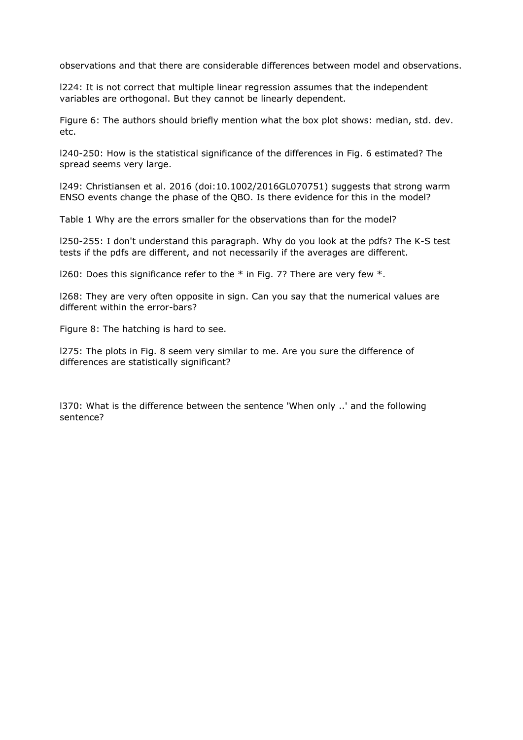observations and that there are considerable differences between model and observations.

l224: It is not correct that multiple linear regression assumes that the independent variables are orthogonal. But they cannot be linearly dependent.

Figure 6: The authors should briefly mention what the box plot shows: median, std. dev. etc.

l240-250: How is the statistical significance of the differences in Fig. 6 estimated? The spread seems very large.

l249: Christiansen et al. 2016 (doi:10.1002/2016GL070751) suggests that strong warm ENSO events change the phase of the QBO. Is there evidence for this in the model?

Table 1 Why are the errors smaller for the observations than for the model?

l250-255: I don't understand this paragraph. Why do you look at the pdfs? The K-S test tests if the pdfs are different, and not necessarily if the averages are different.

l260: Does this significance refer to the * in Fig. 7? There are very few *.

l268: They are very often opposite in sign. Can you say that the numerical values are different within the error-bars?

Figure 8: The hatching is hard to see.

l275: The plots in Fig. 8 seem very similar to me. Are you sure the difference of differences are statistically significant?

l370: What is the difference between the sentence 'When only ..' and the following sentence?